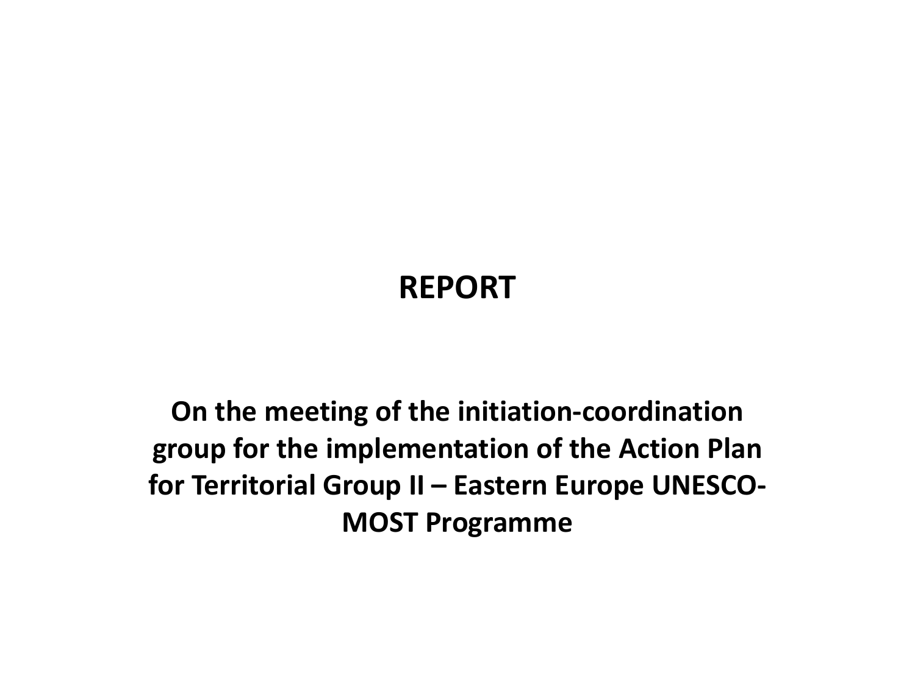# REPORT

## On the meeting of the initiation-coordination group for the implementation of the Action Plan for Territorial Group II – Eastern Europe UNESCO-MOST Programme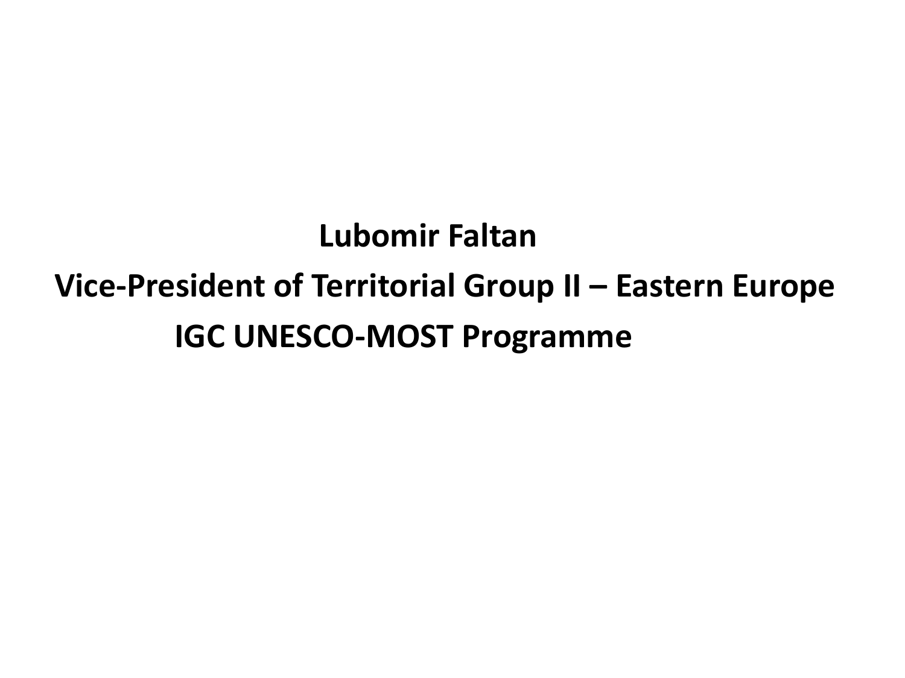**Lubomir Faltan**

**Vice-President of Territorial Group II – Eastern Europe**

**IGC UNESCO-MOST Programme**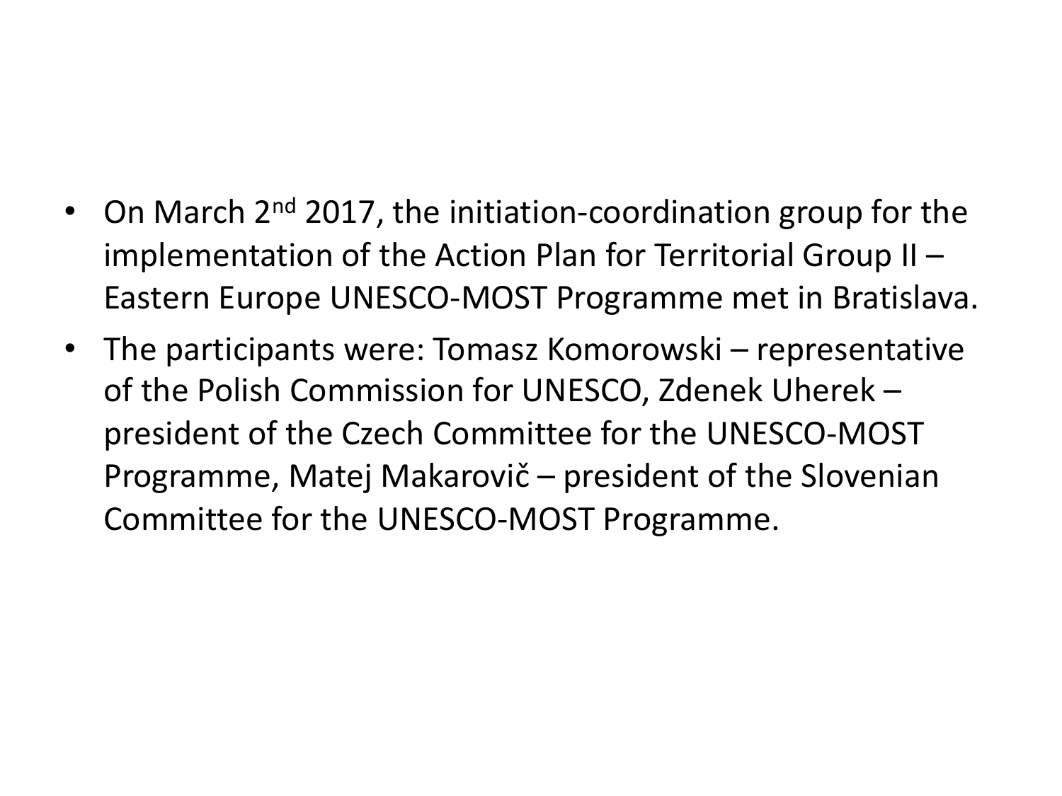- On March 2nd 2017, the initiation-coordination group for the implementation of the Action Plan for Territorial Group II – Eastern Europe UNESCO-MOST Programme met in Bratislava.
- The participants were: Tomasz Komorowski – representative of the Polish Commission for UNESCO, Zdenek Uherek – president of the Czech Committee for the UNESCO-MOST Programme, Matej Makarovič – president of the Slovenian Committee for the UNESCO-MOST Programme.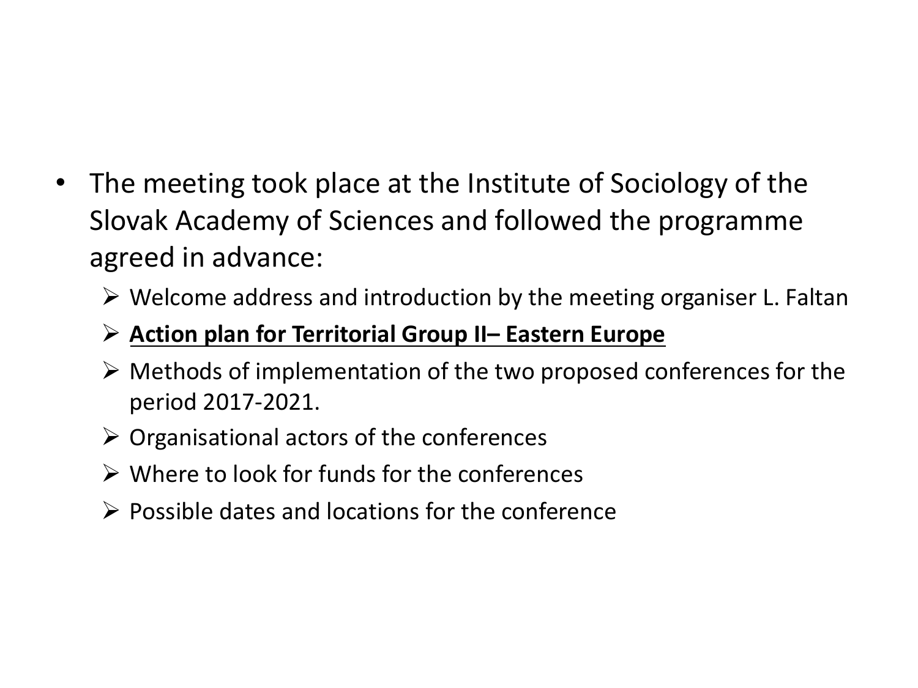- The meeting took place at the Institute of Sociology of the Slovak Academy of Sciences and followed the programme agreed in advance:
  - Welcome address and introduction by the meeting organiser L. Faltan
  - **Action plan for Territorial Group II– Eastern Europe**
  - Methods of implementation of the two proposed conferences for the period 2017-2021.
  - Organisational actors of the conferences
  - Where to look for funds for the conferences
  - Possible dates and locations for the conference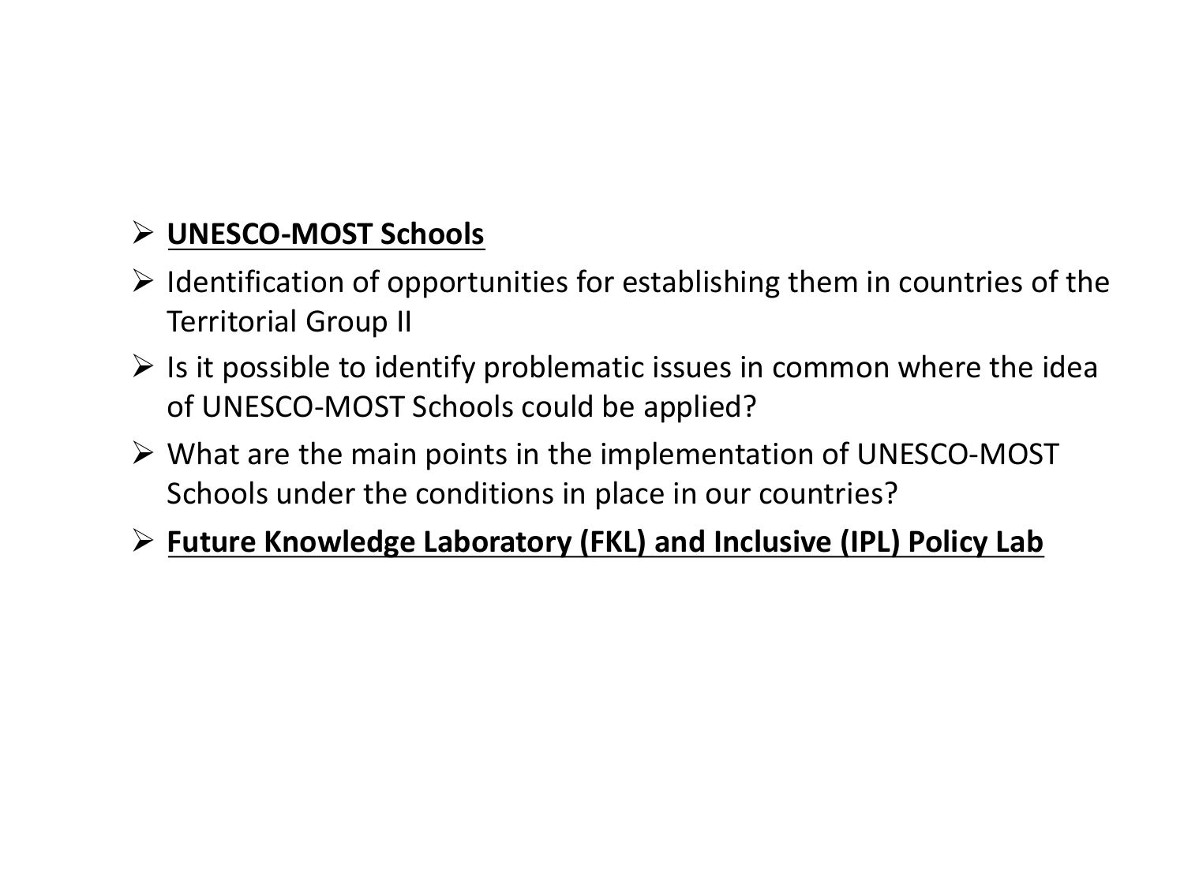- **<u>UNESCO-MOST Schools</u>**
- Identification of opportunities for establishing them in countries of the Territorial Group II
- Is it possible to identify problematic issues in common where the idea of UNESCO-MOST Schools could be applied?
- What are the main points in the implementation of UNESCO-MOST Schools under the conditions in place in our countries?
- **<u>Future Knowledge Laboratory (FKL) and Inclusive (IPL) Policy Lab</u>**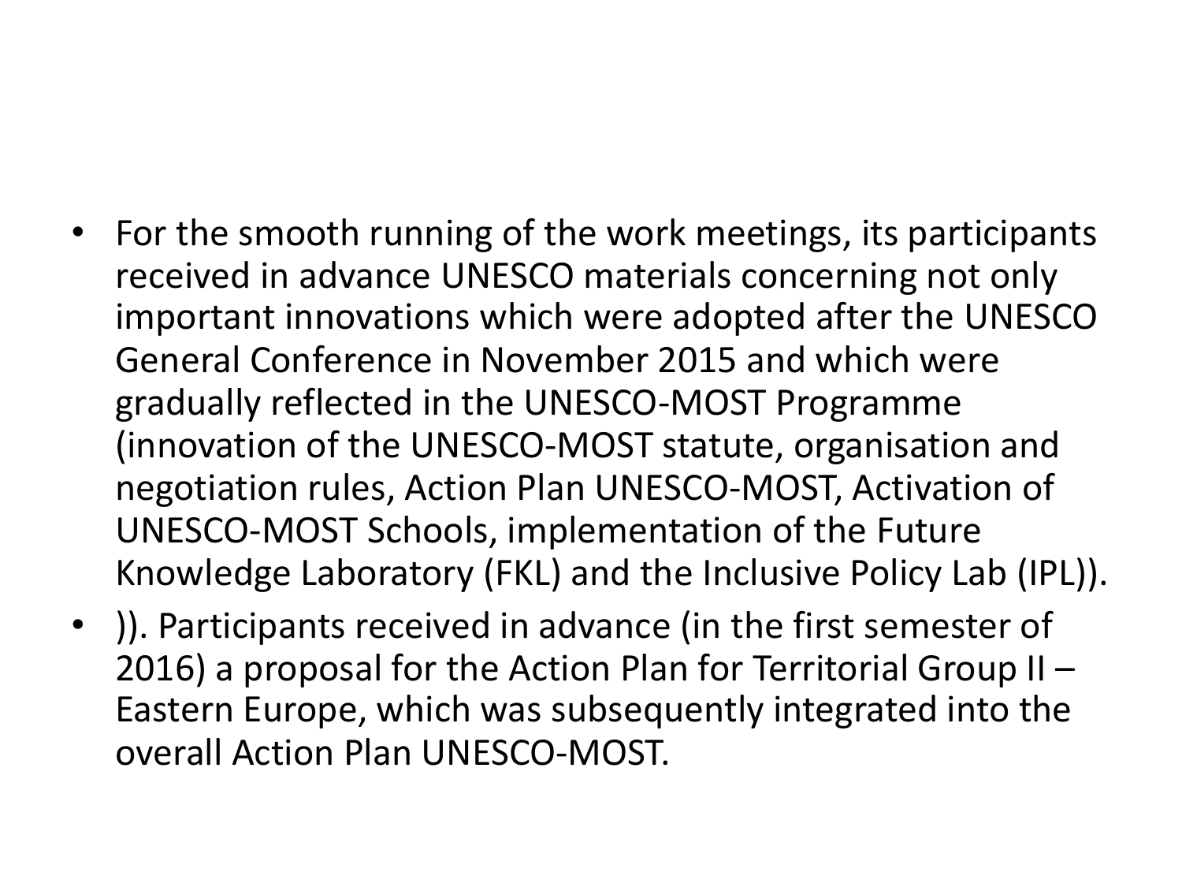- For the smooth running of the work meetings, its participants received in advance UNESCO materials concerning not only important innovations which were adopted after the UNESCO General Conference in November 2015 and which were gradually reflected in the UNESCO-MOST Programme (innovation of the UNESCO-MOST statute, organisation and negotiation rules, Action Plan UNESCO-MOST, Activation of UNESCO-MOST Schools, implementation of the Future Knowledge Laboratory (FKL) and the Inclusive Policy Lab (IPL)).
- )). Participants received in advance (in the first semester of 2016) a proposal for the Action Plan for Territorial Group II – Eastern Europe, which was subsequently integrated into the overall Action Plan UNESCO-MOST.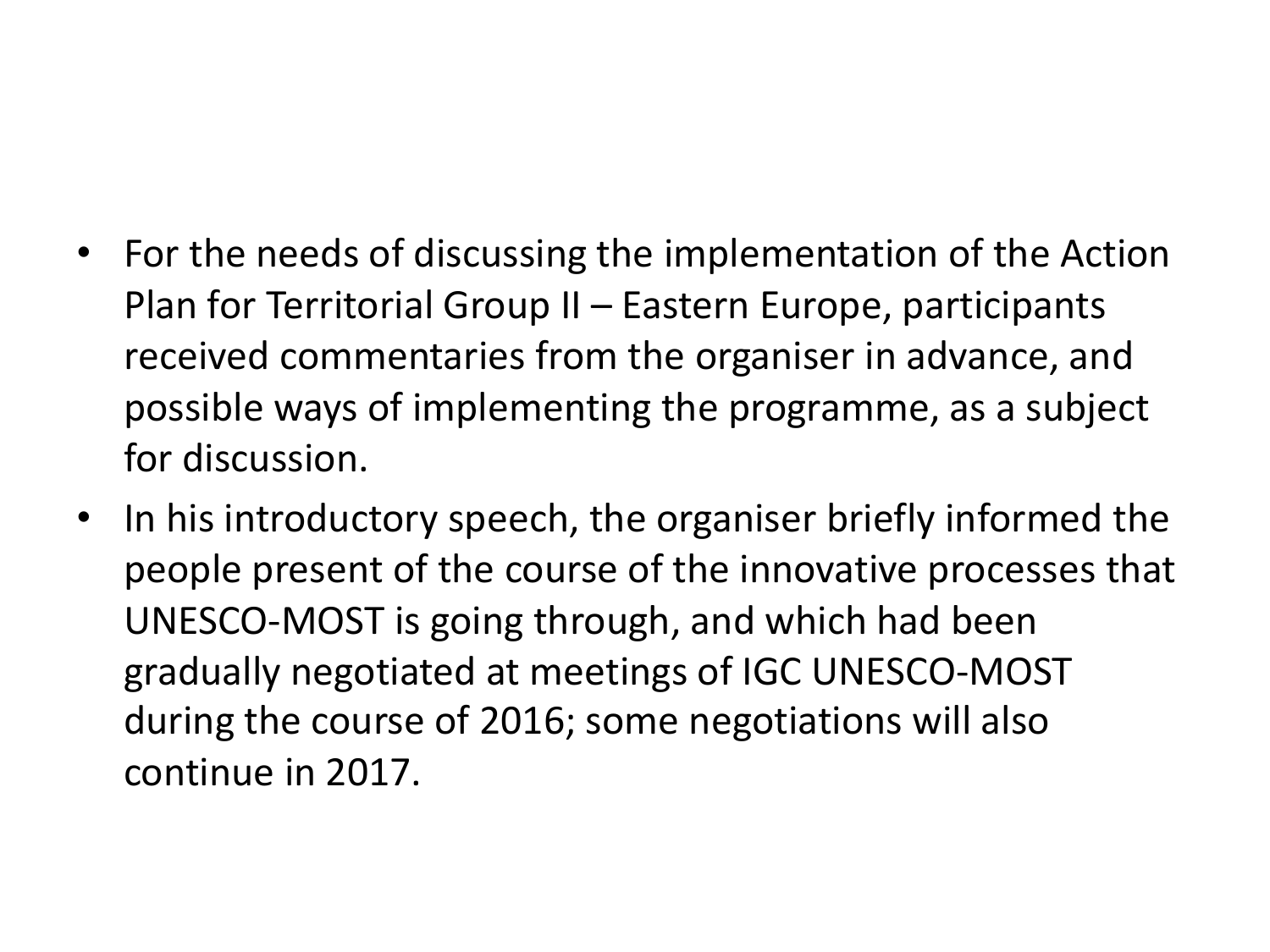- For the needs of discussing the implementation of the Action Plan for Territorial Group II – Eastern Europe, participants received commentaries from the organiser in advance, and possible ways of implementing the programme, as a subject for discussion.
- In his introductory speech, the organiser briefly informed the people present of the course of the innovative processes that UNESCO-MOST is going through, and which had been gradually negotiated at meetings of IGC UNESCO-MOST during the course of 2016; some negotiations will also continue in 2017.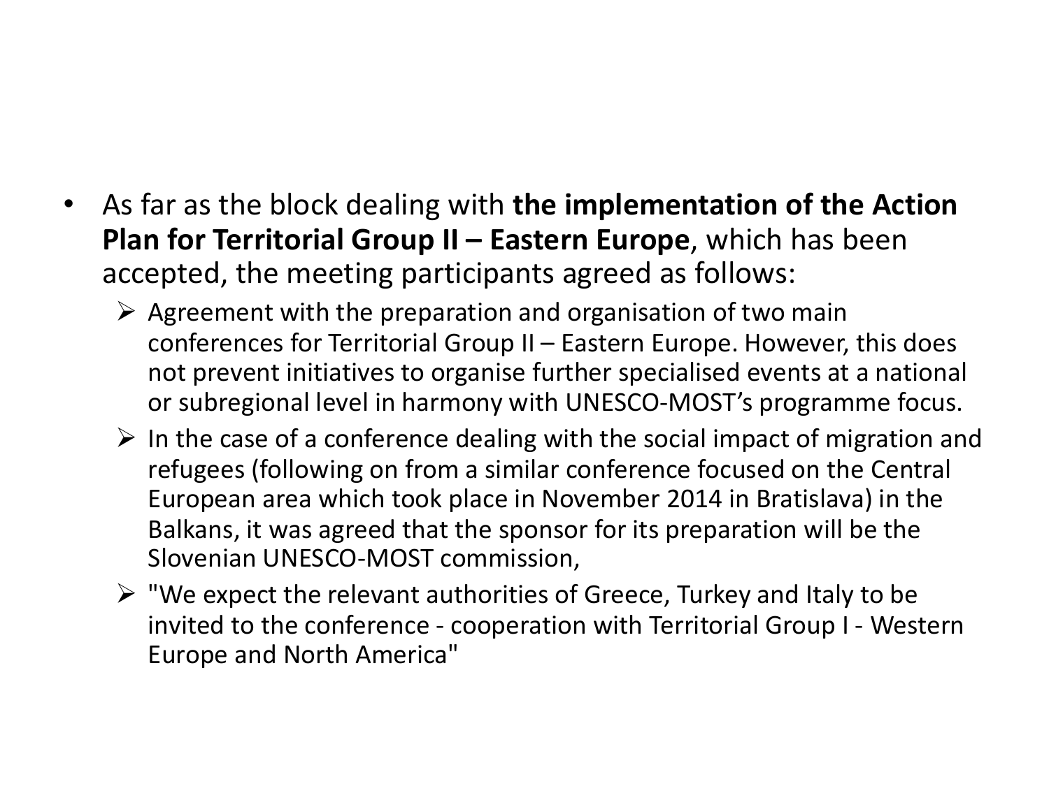- As far as the block dealing with **the implementation of the Action Plan for Territorial Group II – Eastern Europe**, which has been accepted, the meeting participants agreed as follows:
  - Agreement with the preparation and organisation of two main conferences for Territorial Group II – Eastern Europe. However, this does not prevent initiatives to organise further specialised events at a national or subregional level in harmony with UNESCO-MOST's programme focus.
  - In the case of a conference dealing with the social impact of migration and refugees (following on from a similar conference focused on the Central European area which took place in November 2014 in Bratislava) in the Balkans, it was agreed that the sponsor for its preparation will be the Slovenian UNESCO-MOST commission,
  - "We expect the relevant authorities of Greece, Turkey and Italy to be invited to the conference - cooperation with Territorial Group I - Western Europe and North America"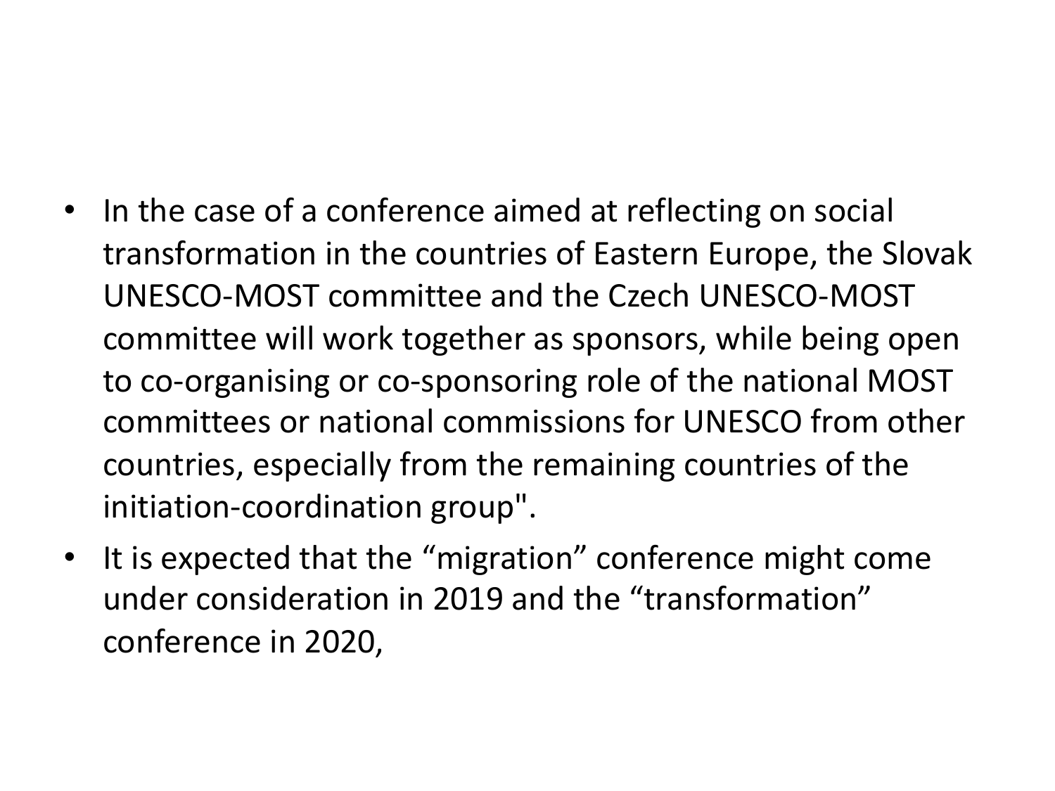- In the case of a conference aimed at reflecting on social transformation in the countries of Eastern Europe, the Slovak UNESCO-MOST committee and the Czech UNESCO-MOST committee will work together as sponsors, while being open to co-organising or co-sponsoring role of the national MOST committees or national commissions for UNESCO from other countries, especially from the remaining countries of the initiation-coordination group".
- It is expected that the “migration” conference might come under consideration in 2019 and the “transformation” conference in 2020,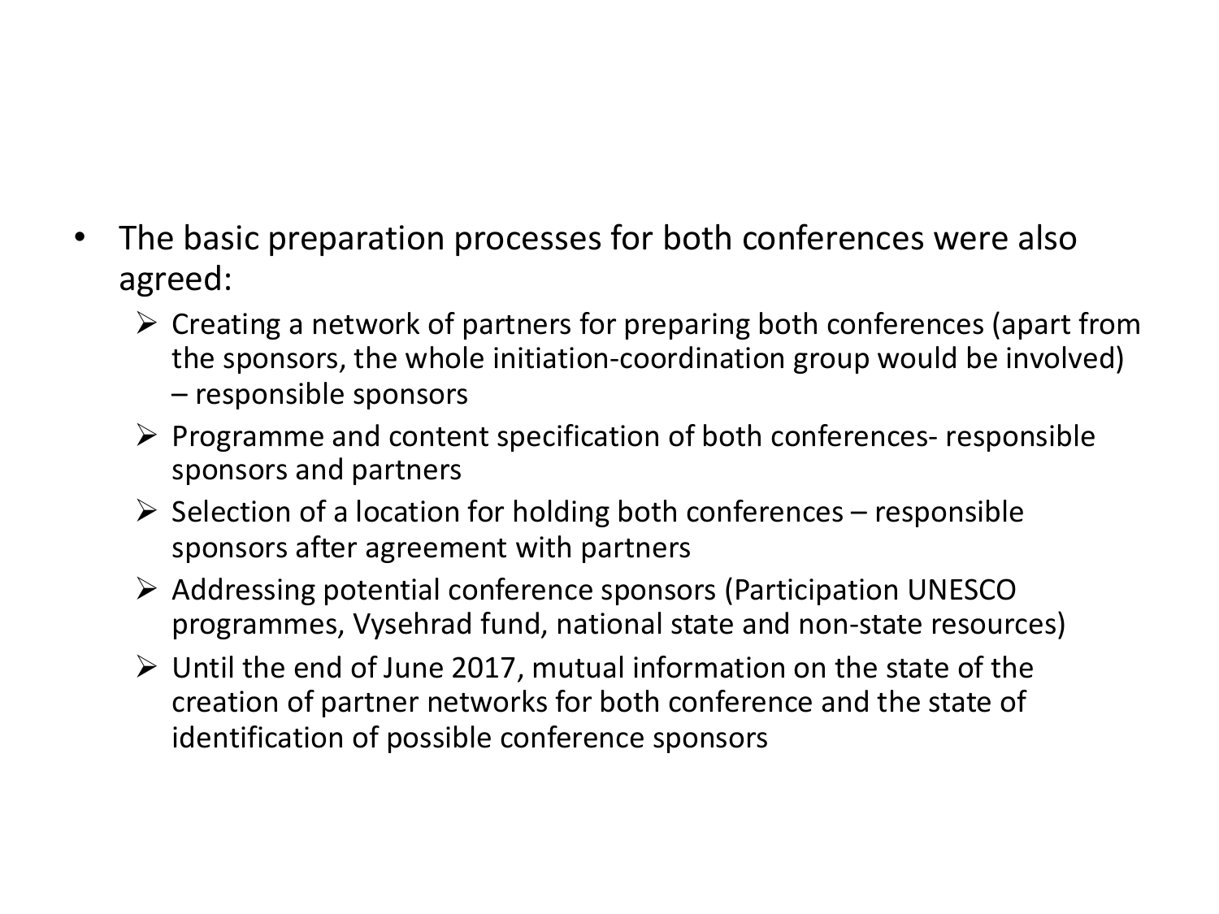- The basic preparation processes for both conferences were also agreed:
  - Creating a network of partners for preparing both conferences (apart from the sponsors, the whole initiation-coordination group would be involved) – responsible sponsors
  - Programme and content specification of both conferences- responsible sponsors and partners
  - Selection of a location for holding both conferences – responsible sponsors after agreement with partners
  - Addressing potential conference sponsors (Participation UNESCO programmes, Vysehrad fund, national state and non-state resources)
  - Until the end of June 2017, mutual information on the state of the creation of partner networks for both conference and the state of identification of possible conference sponsors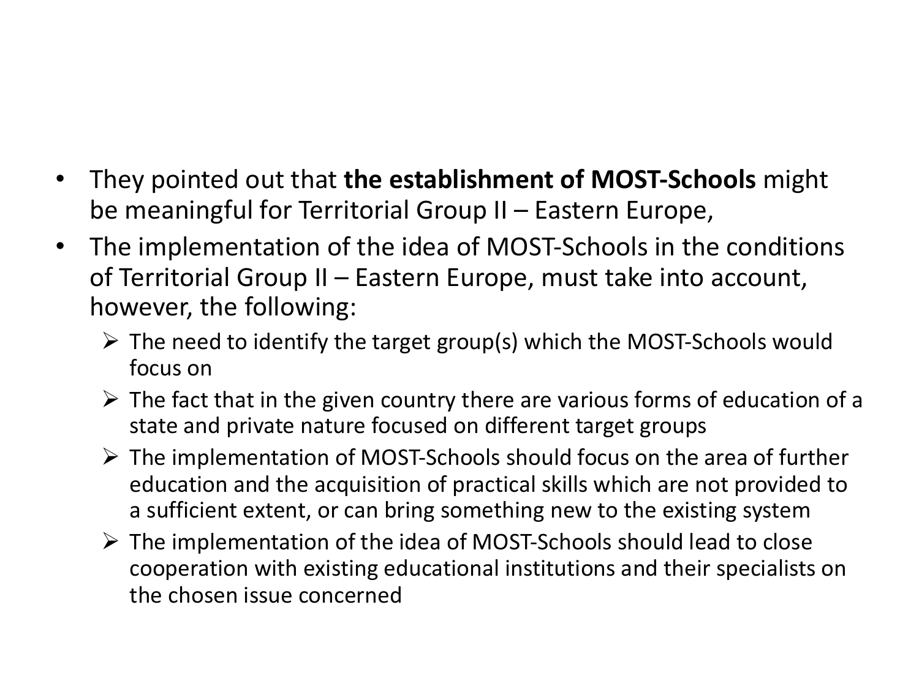- They pointed out that **the establishment of MOST-Schools** might be meaningful for Territorial Group II – Eastern Europe,
- The implementation of the idea of MOST-Schools in the conditions of Territorial Group II – Eastern Europe, must take into account, however, the following:
  - The need to identify the target group(s) which the MOST-Schools would focus on
  - The fact that in the given country there are various forms of education of a state and private nature focused on different target groups
  - The implementation of MOST-Schools should focus on the area of further education and the acquisition of practical skills which are not provided to a sufficient extent, or can bring something new to the existing system
  - The implementation of the idea of MOST-Schools should lead to close cooperation with existing educational institutions and their specialists on the chosen issue concerned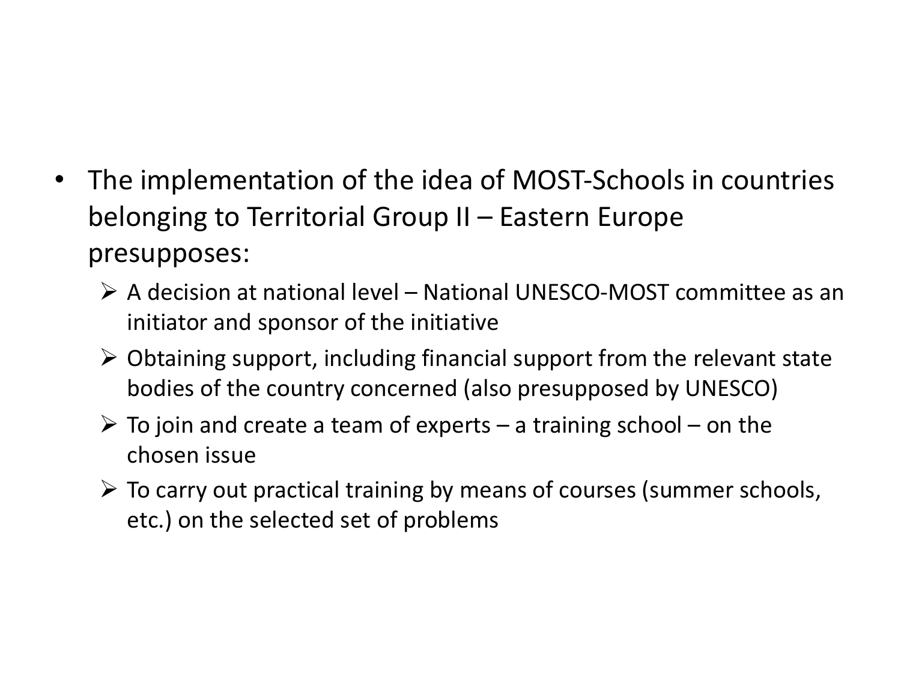- The implementation of the idea of MOST-Schools in countries belonging to Territorial Group II – Eastern Europe presupposes:
  - A decision at national level – National UNESCO-MOST committee as an initiator and sponsor of the initiative
  - Obtaining support, including financial support from the relevant state bodies of the country concerned (also presupposed by UNESCO)
  - To join and create a team of experts – a training school – on the chosen issue
  - To carry out practical training by means of courses (summer schools, etc.) on the selected set of problems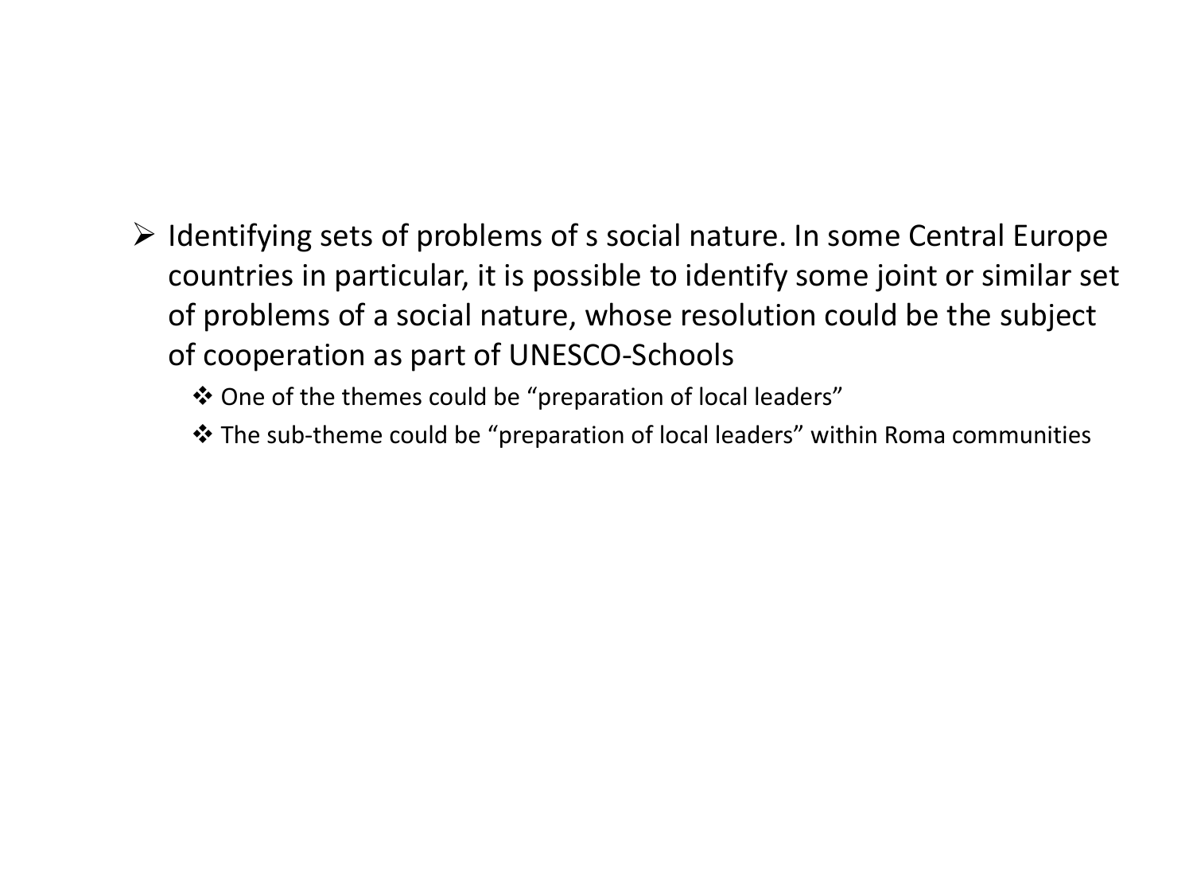- Identifying sets of problems of s social nature. In some Central Europe countries in particular, it is possible to identify some joint or similar set of problems of a social nature, whose resolution could be the subject of cooperation as part of UNESCO-Schools
  - One of the themes could be “preparation of local leaders”
  - The sub-theme could be “preparation of local leaders” within Roma communities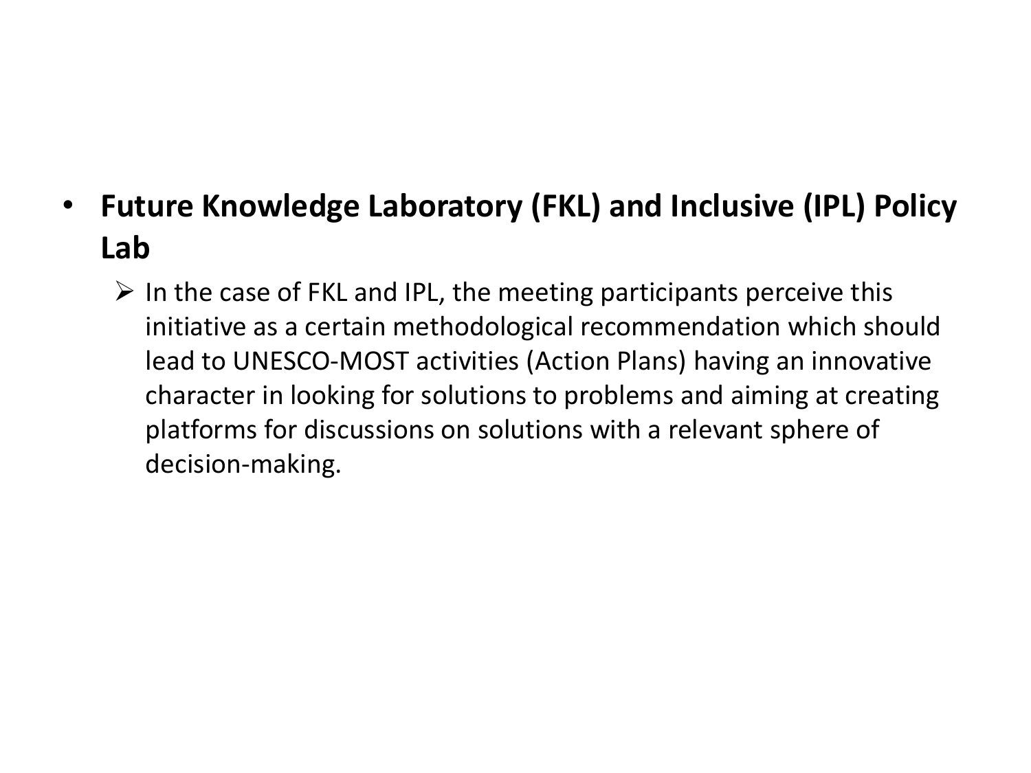- **Future Knowledge Laboratory (FKL) and Inclusive (IPL) Policy Lab**
  - In the case of FKL and IPL, the meeting participants perceive this initiative as a certain methodological recommendation which should lead to UNESCO-MOST activities (Action Plans) having an innovative character in looking for solutions to problems and aiming at creating platforms for discussions on solutions with a relevant sphere of decision-making.